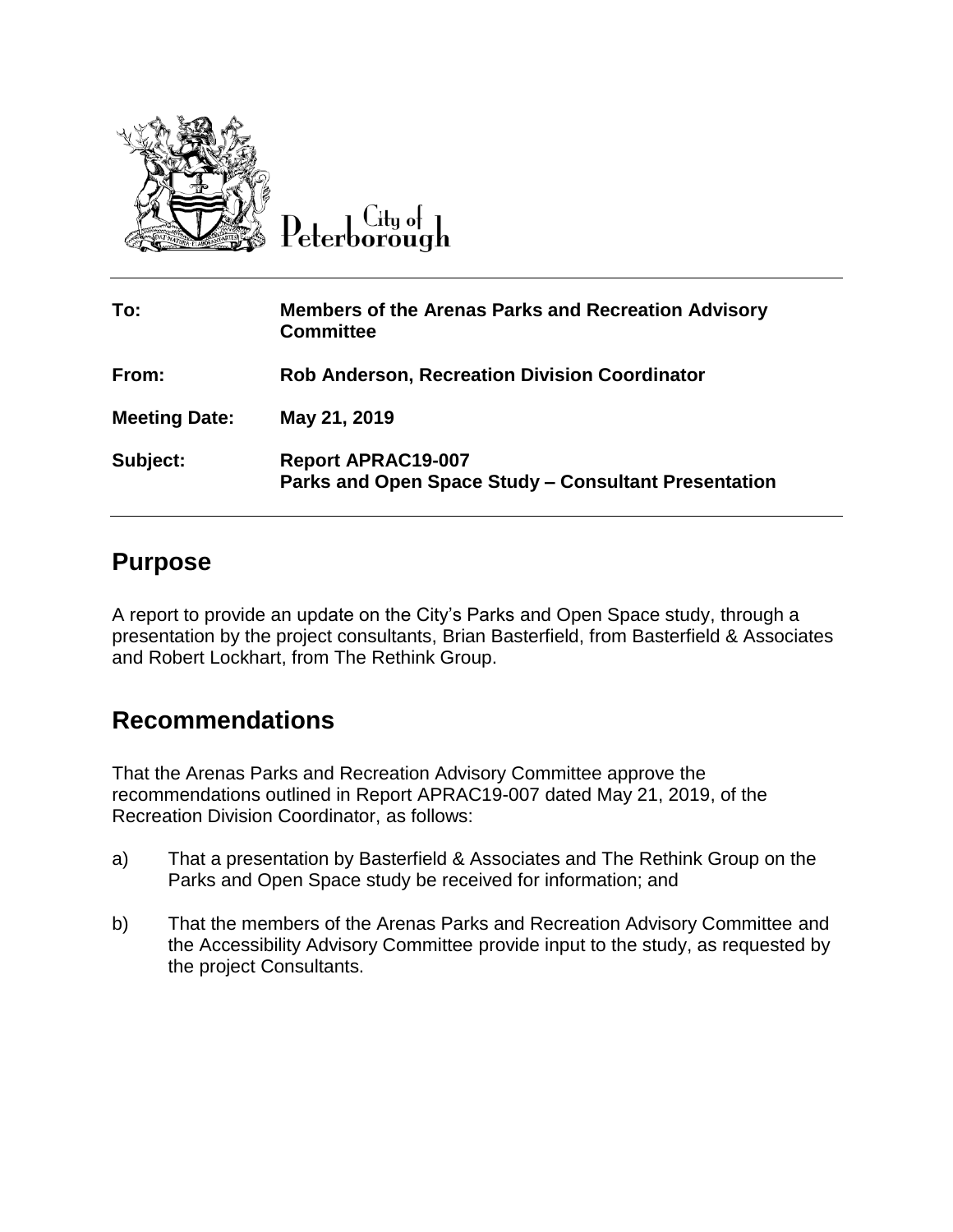City of Peterborough

| | |
|---|---|
| **To:** | **Members of the Arenas Parks and Recreation Advisory Committee** |
| **From:** | **Rob Anderson, Recreation Division Coordinator** |
| **Meeting Date:** | **May 21, 2019** |
| **Subject:** | **Report APRAC19-007**<br>**Parks and Open Space Study – Consultant Presentation** |

## Purpose

A report to provide an update on the City's Parks and Open Space study, through a presentation by the project consultants, Brian Basterfield, from Basterfield & Associates and Robert Lockhart, from The Rethink Group.

## Recommendations

That the Arenas Parks and Recreation Advisory Committee approve the recommendations outlined in Report APRAC19-007 dated May 21, 2019, of the Recreation Division Coordinator, as follows:

a) That a presentation by Basterfield & Associates and The Rethink Group on the Parks and Open Space study be received for information; and

b) That the members of the Arenas Parks and Recreation Advisory Committee and the Accessibility Advisory Committee provide input to the study, as requested by the project Consultants.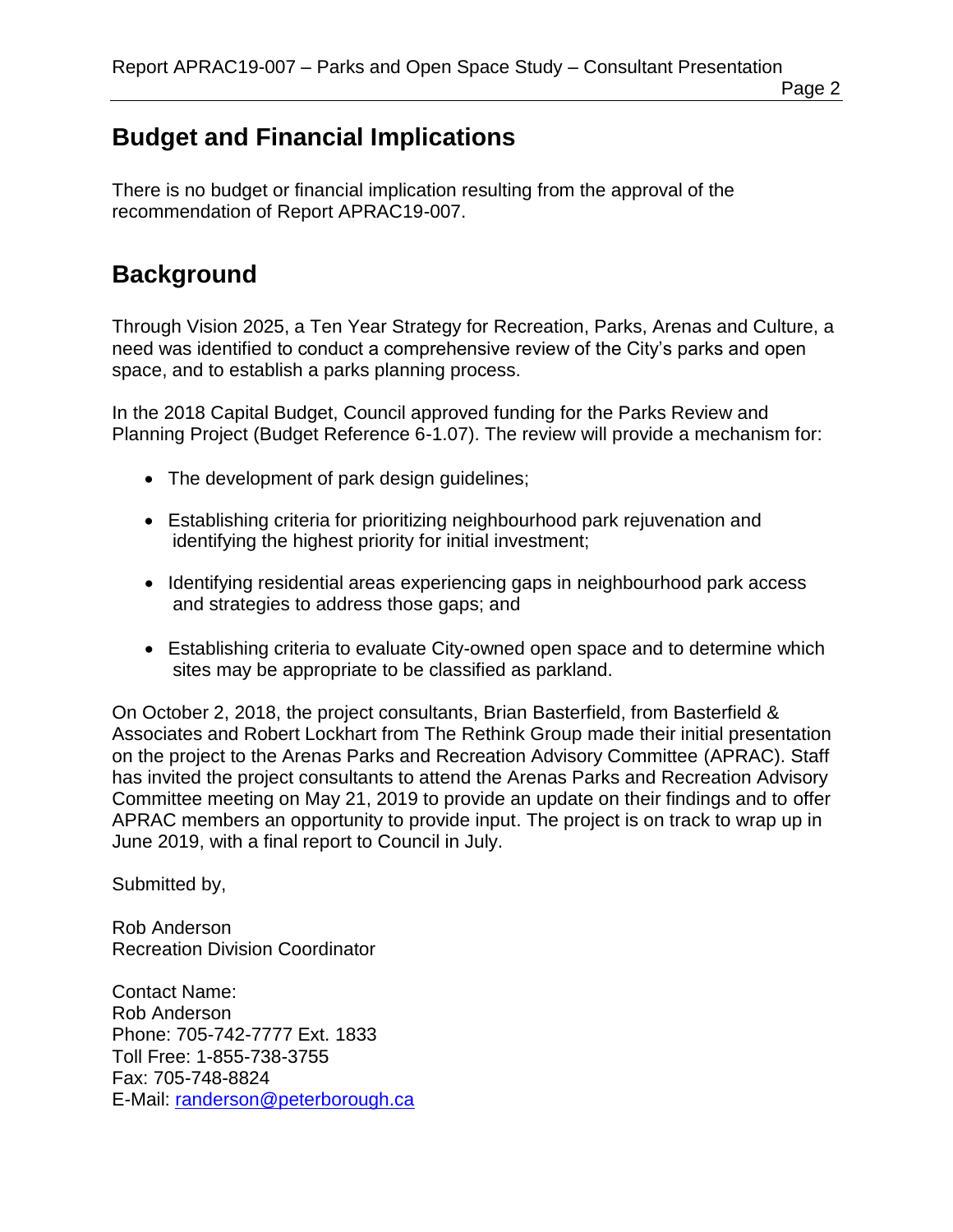## Budget and Financial Implications

There is no budget or financial implication resulting from the approval of the recommendation of Report APRAC19-007.

## Background

Through Vision 2025, a Ten Year Strategy for Recreation, Parks, Arenas and Culture, a need was identified to conduct a comprehensive review of the City's parks and open space, and to establish a parks planning process.

In the 2018 Capital Budget, Council approved funding for the Parks Review and Planning Project (Budget Reference 6-1.07). The review will provide a mechanism for:

- The development of park design guidelines;
- Establishing criteria for prioritizing neighbourhood park rejuvenation and identifying the highest priority for initial investment;
- Identifying residential areas experiencing gaps in neighbourhood park access and strategies to address those gaps; and
- Establishing criteria to evaluate City-owned open space and to determine which sites may be appropriate to be classified as parkland.

On October 2, 2018, the project consultants, Brian Basterfield, from Basterfield & Associates and Robert Lockhart from The Rethink Group made their initial presentation on the project to the Arenas Parks and Recreation Advisory Committee (APRAC). Staff has invited the project consultants to attend the Arenas Parks and Recreation Advisory Committee meeting on May 21, 2019 to provide an update on their findings and to offer APRAC members an opportunity to provide input. The project is on track to wrap up in June 2019, with a final report to Council in July.

Submitted by,

Rob Anderson
Recreation Division Coordinator

Contact Name:
Rob Anderson
Phone: 705-742-7777 Ext. 1833
Toll Free: 1-855-738-3755
Fax: 705-748-8824
E-Mail: randerson@peterborough.ca